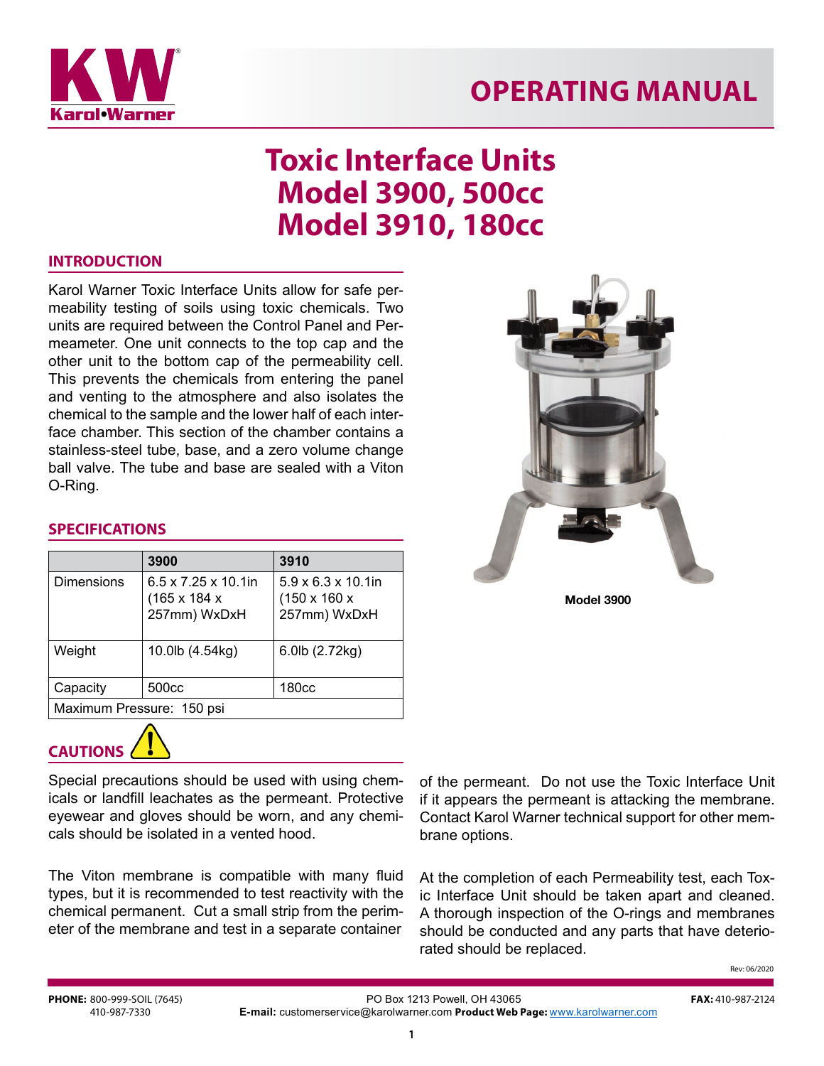# OPERATING MANUAL

# Toxic Interface Units
# Model 3900, 500cc
# Model 3910, 180cc

## INTRODUCTION

Karol Warner Toxic Interface Units allow for safe permeability testing of soils using toxic chemicals. Two units are required between the Control Panel and Permeameter. One unit connects to the top cap and the other unit to the bottom cap of the permeability cell. This prevents the chemicals from entering the panel and venting to the atmosphere and also isolates the chemical to the sample and the lower half of each interface chamber. This section of the chamber contains a stainless-steel tube, base, and a zero volume change ball valve. The tube and base are sealed with a Viton O-Ring.

Model 3900

## SPECIFICATIONS

| | 3900 | 3910 |
|---|---|---|
| Dimensions | 6.5 x 7.25 x 10.1in (165 x 184 x 257mm) WxDxH | 5.9 x 6.3 x 10.1in (150 x 160 x 257mm) WxDxH |
| Weight | 10.0lb (4.54kg) | 6.0lb (2.72kg) |
| Capacity | 500cc | 180cc |
| Maximum Pressure: 150 psi | | |

## CAUTIONS

Special precautions should be used with using chemicals or landfill leachates as the permeant. Protective eyewear and gloves should be worn, and any chemicals should be isolated in a vented hood.

The Viton membrane is compatible with many fluid types, but it is recommended to test reactivity with the chemical permanent. Cut a small strip from the perimeter of the membrane and test in a separate container of the permeant. Do not use the Toxic Interface Unit if it appears the permeant is attacking the membrane. Contact Karol Warner technical support for other membrane options.

At the completion of each Permeability test, each Toxic Interface Unit should be taken apart and cleaned. A thorough inspection of the O-rings and membranes should be conducted and any parts that have deteriorated should be replaced.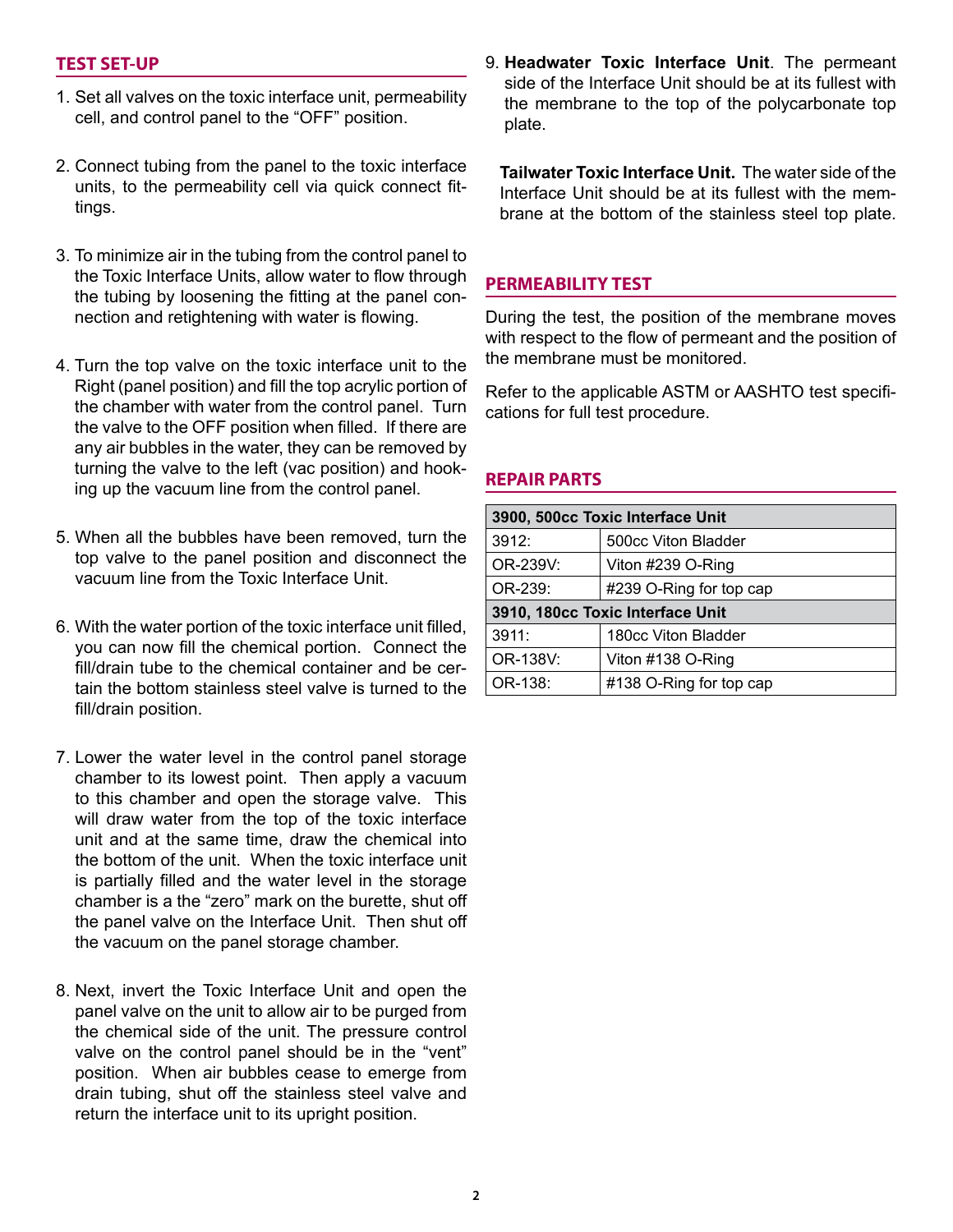## TEST SET-UP

1. Set all valves on the toxic interface unit, permeability cell, and control panel to the "OFF" position.

2. Connect tubing from the panel to the toxic interface units, to the permeability cell via quick connect fittings.

3. To minimize air in the tubing from the control panel to the Toxic Interface Units, allow water to flow through the tubing by loosening the fitting at the panel connection and retightening with water is flowing.

4. Turn the top valve on the toxic interface unit to the Right (panel position) and fill the top acrylic portion of the chamber with water from the control panel. Turn the valve to the OFF position when filled. If there are any air bubbles in the water, they can be removed by turning the valve to the left (vac position) and hooking up the vacuum line from the control panel.

5. When all the bubbles have been removed, turn the top valve to the panel position and disconnect the vacuum line from the Toxic Interface Unit.

6. With the water portion of the toxic interface unit filled, you can now fill the chemical portion. Connect the fill/drain tube to the chemical container and be certain the bottom stainless steel valve is turned to the fill/drain position.

7. Lower the water level in the control panel storage chamber to its lowest point. Then apply a vacuum to this chamber and open the storage valve. This will draw water from the top of the toxic interface unit and at the same time, draw the chemical into the bottom of the unit. When the toxic interface unit is partially filled and the water level in the storage chamber is a the "zero" mark on the burette, shut off the panel valve on the Interface Unit. Then shut off the vacuum on the panel storage chamber.

8. Next, invert the Toxic Interface Unit and open the panel valve on the unit to allow air to be purged from the chemical side of the unit. The pressure control valve on the control panel should be in the "vent" position. When air bubbles cease to emerge from drain tubing, shut off the stainless steel valve and return the interface unit to its upright position.

9. **Headwater Toxic Interface Unit**. The permeant side of the Interface Unit should be at its fullest with the membrane to the top of the polycarbonate top plate.

   **Tailwater Toxic Interface Unit.** The water side of the Interface Unit should be at its fullest with the membrane at the bottom of the stainless steel top plate.

## PERMEABILITY TEST

During the test, the position of the membrane moves with respect to the flow of permeant and the position of the membrane must be monitored.

Refer to the applicable ASTM or AASHTO test specifications for full test procedure.

## REPAIR PARTS

| **3900, 500cc Toxic Interface Unit** | |
|---|---|
| 3912: | 500cc Viton Bladder |
| OR-239V: | Viton #239 O-Ring |
| OR-239: | #239 O-Ring for top cap |
| **3910, 180cc Toxic Interface Unit** | |
| 3911: | 180cc Viton Bladder |
| OR-138V: | Viton #138 O-Ring |
| OR-138: | #138 O-Ring for top cap |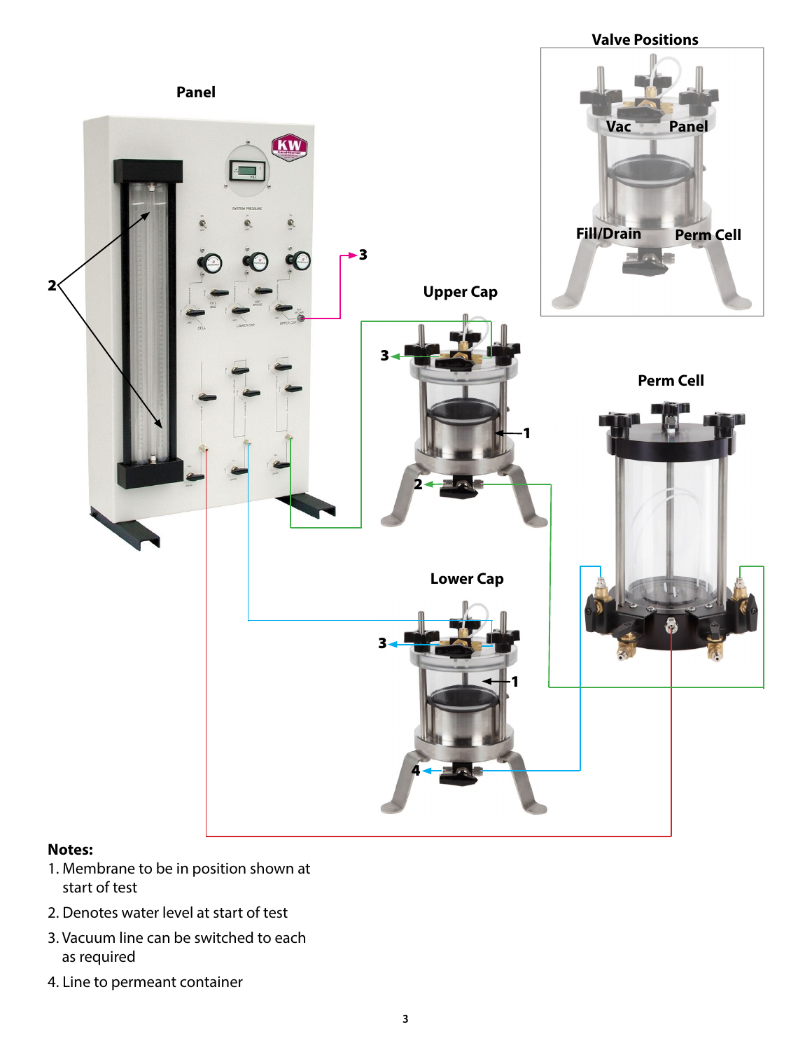Panel

Valve Positions

Vac

Panel

Fill/Drain

Perm Cell

Upper Cap

Perm Cell

Lower Cap

2

3

1

4

**Notes:**

1. Membrane to be in position shown at start of test
2. Denotes water level at start of test
3. Vacuum line can be switched to each as required
4. Line to permeant container